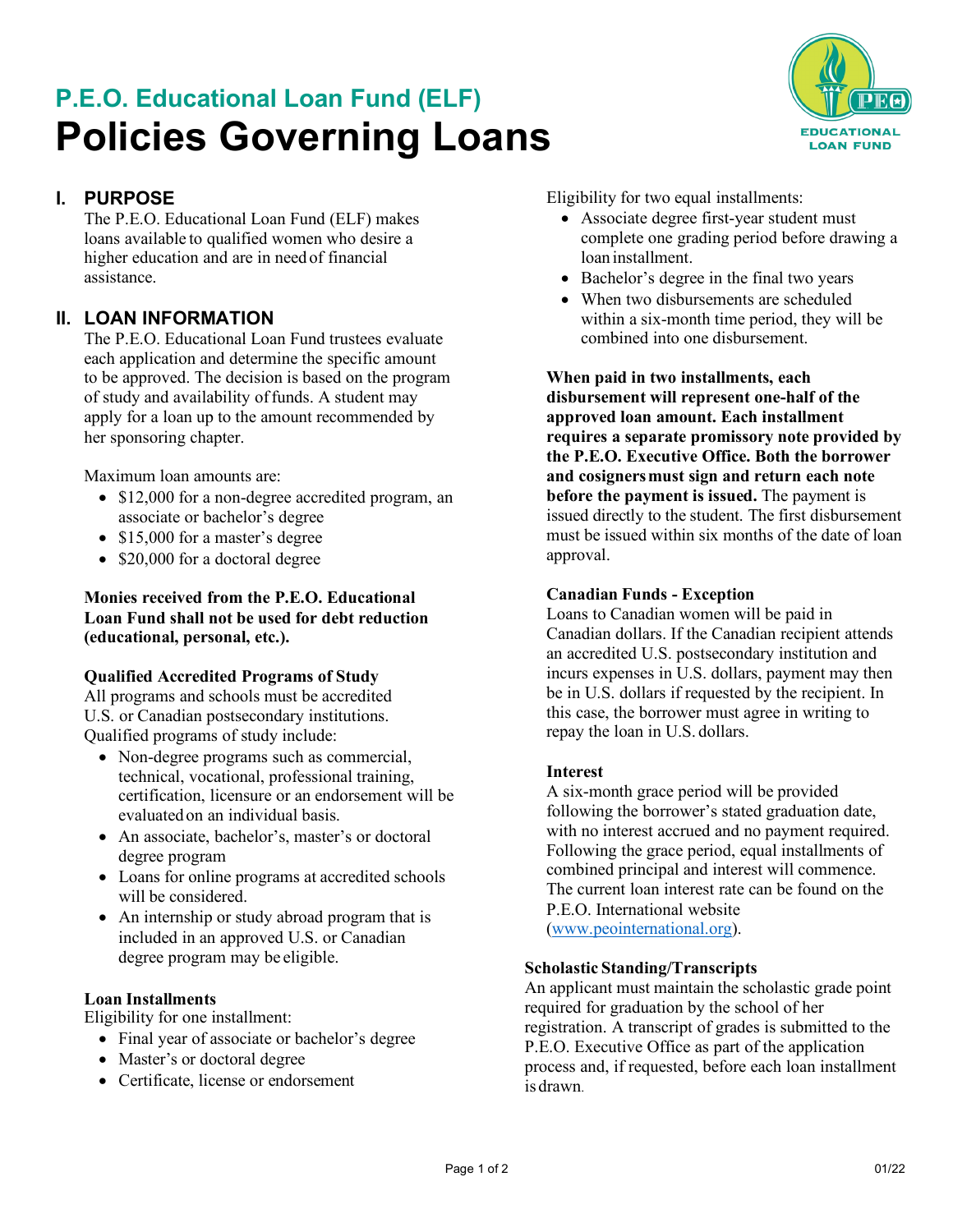## P.E.O. Educational Loan Fund (ELF)

# Policies Governing Loans

## I. PURPOSE

The P.E.O. Educational Loan Fund (ELF) makes loans available to qualified women who desire a higher education and are in need of financial assistance.

## II. LOAN INFORMATION

The P.E.O. Educational Loan Fund trustees evaluate each application and determine the specific amount to be approved. The decision is based on the program of study and availability of funds. A student may apply for a loan up to the amount recommended by her sponsoring chapter.

Maximum loan amounts are:

- $12,000 for a non-degree accredited program, an associate or bachelor's degree
- $15,000 for a master's degree
- $20,000 for a doctoral degree

**Monies received from the P.E.O. Educational Loan Fund shall not be used for debt reduction (educational, personal, etc.).**

**Qualified Accredited Programs of Study**

All programs and schools must be accredited U.S. or Canadian postsecondary institutions. Qualified programs of study include:

- Non-degree programs such as commercial, technical, vocational, professional training, certification, licensure or an endorsement will be evaluated on an individual basis.
- An associate, bachelor's, master's or doctoral degree program
- Loans for online programs at accredited schools will be considered.
- An internship or study abroad program that is included in an approved U.S. or Canadian degree program may be eligible.

**Loan Installments**

Eligibility for one installment:

- Final year of associate or bachelor's degree
- Master's or doctoral degree
- Certificate, license or endorsement

Eligibility for two equal installments:

- Associate degree first-year student must complete one grading period before drawing a loan installment.
- Bachelor's degree in the final two years
- When two disbursements are scheduled within a six-month time period, they will be combined into one disbursement.

**When paid in two installments, each disbursement will represent one-half of the approved loan amount. Each installment requires a separate promissory note provided by the P.E.O. Executive Office. Both the borrower and cosigners must sign and return each note before the payment is issued.** The payment is issued directly to the student. The first disbursement must be issued within six months of the date of loan approval.

**Canadian Funds - Exception**

Loans to Canadian women will be paid in Canadian dollars. If the Canadian recipient attends an accredited U.S. postsecondary institution and incurs expenses in U.S. dollars, payment may then be in U.S. dollars if requested by the recipient. In this case, the borrower must agree in writing to repay the loan in U.S. dollars.

**Interest**

A six-month grace period will be provided following the borrower's stated graduation date, with no interest accrued and no payment required. Following the grace period, equal installments of combined principal and interest will commence. The current loan interest rate can be found on the P.E.O. International website (www.peointernational.org).

**Scholastic Standing/Transcripts**

An applicant must maintain the scholastic grade point required for graduation by the school of her registration. A transcript of grades is submitted to the P.E.O. Executive Office as part of the application process and, if requested, before each loan installment is drawn.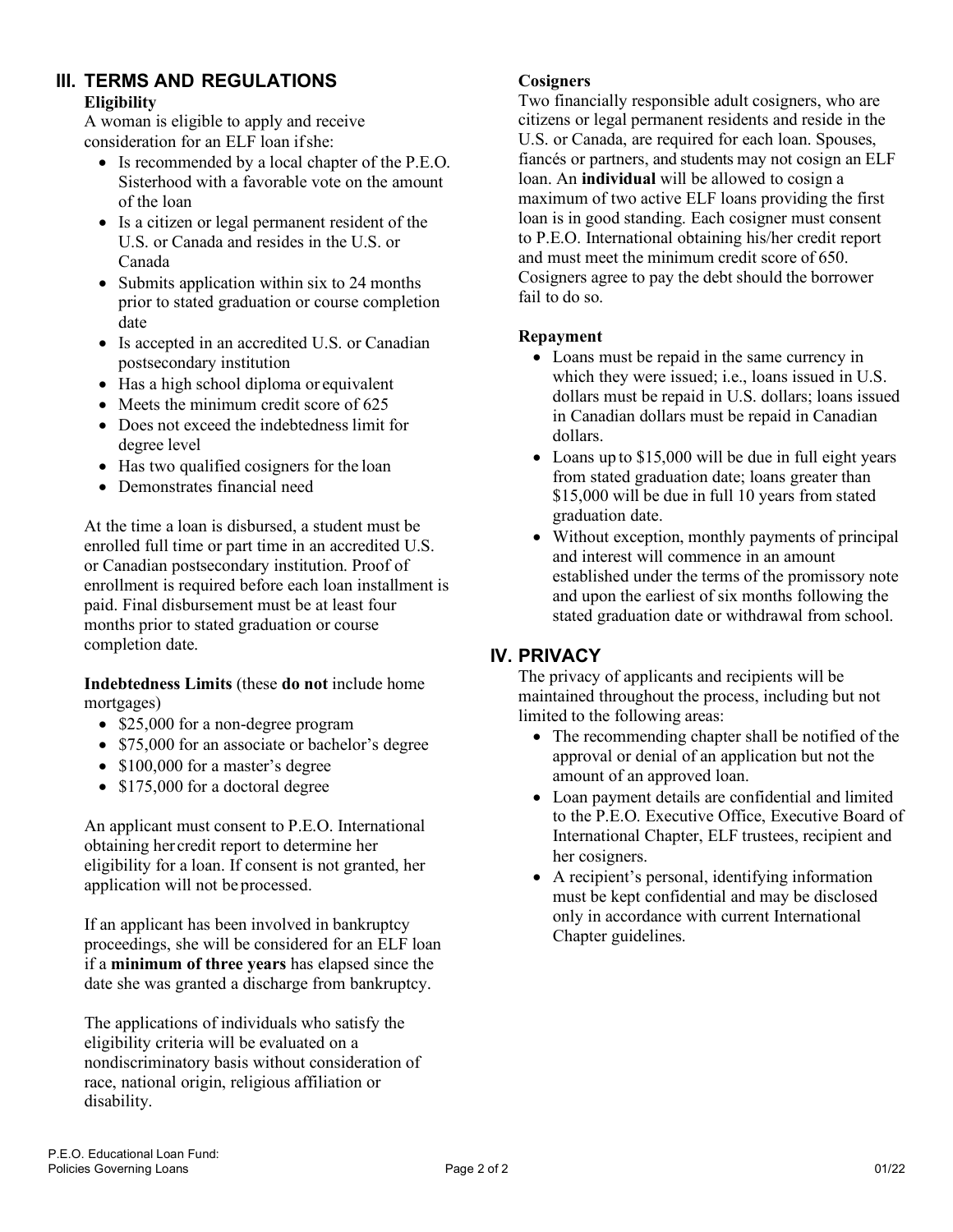## III. TERMS AND REGULATIONS

### Eligibility

A woman is eligible to apply and receive consideration for an ELF loan if she:

- Is recommended by a local chapter of the P.E.O. Sisterhood with a favorable vote on the amount of the loan
- Is a citizen or legal permanent resident of the U.S. or Canada and resides in the U.S. or Canada
- Submits application within six to 24 months prior to stated graduation or course completion date
- Is accepted in an accredited U.S. or Canadian postsecondary institution
- Has a high school diploma or equivalent
- Meets the minimum credit score of 625
- Does not exceed the indebtedness limit for degree level
- Has two qualified cosigners for the loan
- Demonstrates financial need

At the time a loan is disbursed, a student must be enrolled full time or part time in an accredited U.S. or Canadian postsecondary institution. Proof of enrollment is required before each loan installment is paid. Final disbursement must be at least four months prior to stated graduation or course completion date.

**Indebtedness Limits** (these **do not** include home mortgages)

- $25,000 for a non-degree program
- $75,000 for an associate or bachelor's degree
- $100,000 for a master's degree
- $175,000 for a doctoral degree

An applicant must consent to P.E.O. International obtaining her credit report to determine her eligibility for a loan. If consent is not granted, her application will not be processed.

If an applicant has been involved in bankruptcy proceedings, she will be considered for an ELF loan if a **minimum of three years** has elapsed since the date she was granted a discharge from bankruptcy.

The applications of individuals who satisfy the eligibility criteria will be evaluated on a nondiscriminatory basis without consideration of race, national origin, religious affiliation or disability.

### Cosigners

Two financially responsible adult cosigners, who are citizens or legal permanent residents and reside in the U.S. or Canada, are required for each loan. Spouses, fiancés or partners, and students may not cosign an ELF loan. An **individual** will be allowed to cosign a maximum of two active ELF loans providing the first loan is in good standing. Each cosigner must consent to P.E.O. International obtaining his/her credit report and must meet the minimum credit score of 650. Cosigners agree to pay the debt should the borrower fail to do so.

### Repayment

- Loans must be repaid in the same currency in which they were issued; i.e., loans issued in U.S. dollars must be repaid in U.S. dollars; loans issued in Canadian dollars must be repaid in Canadian dollars.
- Loans up to $15,000 will be due in full eight years from stated graduation date; loans greater than $15,000 will be due in full 10 years from stated graduation date.
- Without exception, monthly payments of principal and interest will commence in an amount established under the terms of the promissory note and upon the earliest of six months following the stated graduation date or withdrawal from school.

## IV. PRIVACY

The privacy of applicants and recipients will be maintained throughout the process, including but not limited to the following areas:

- The recommending chapter shall be notified of the approval or denial of an application but not the amount of an approved loan.
- Loan payment details are confidential and limited to the P.E.O. Executive Office, Executive Board of International Chapter, ELF trustees, recipient and her cosigners.
- A recipient's personal, identifying information must be kept confidential and may be disclosed only in accordance with current International Chapter guidelines.